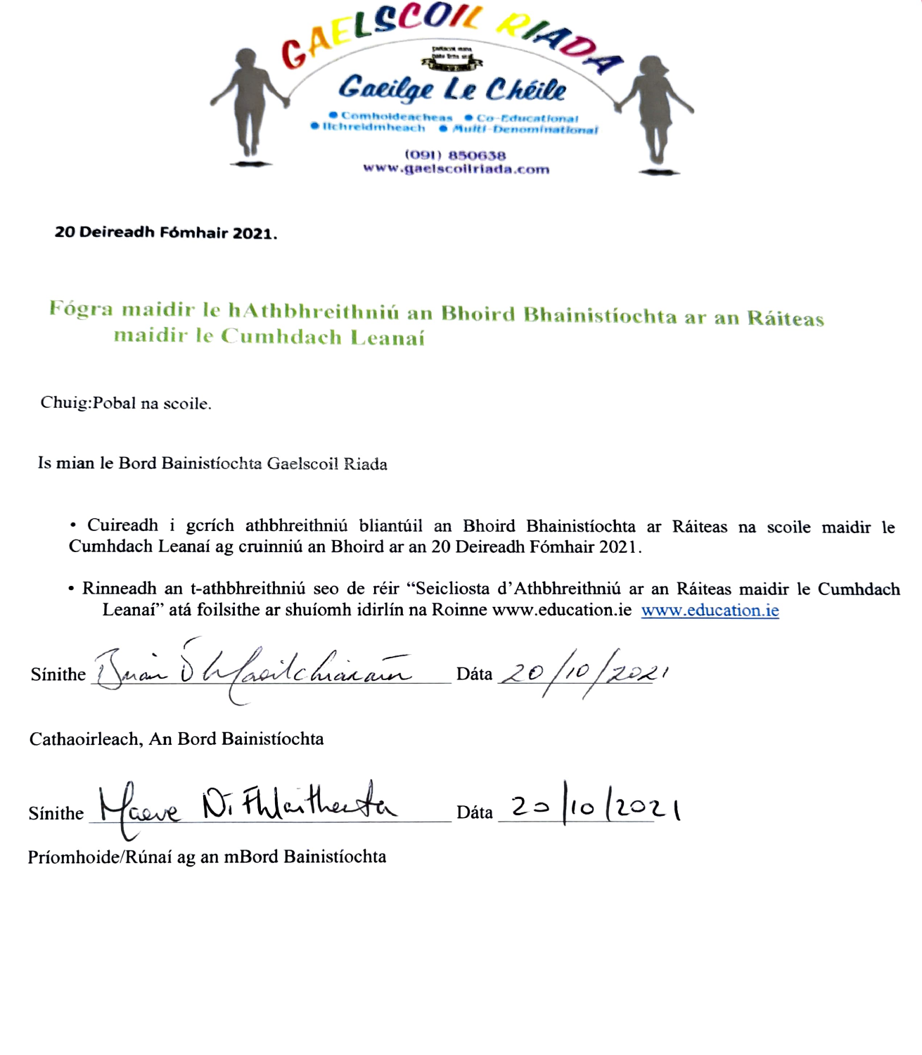GAELSCOIL RIADA

Gaeilge Le Chéile

- Comhoideachas
- Co-Educational
- Ilchreidmheach
- Multi-Denominational

(091) 850638
www.gaelscoilriada.com

**20 Deireadh Fómhair 2021.**

## Fógra maidir le hAthbhreithniú an Bhoird Bhainistíochta ar an Ráiteas maidir le Cumhdach Leanaí

Chuig:Pobal na scoile.

Is mian le Bord Bainistíochta Gaelscoil Riada

- Cuireadh i gcrích athbhreithniú bliantúil an Bhoird Bhainistíochta ar Ráiteas na scoile maidir le Cumhdach Leanaí ag cruinniú an Bhoird ar an 20 Deireadh Fómhair 2021.
- Rinneadh an t-athbhreithniú seo de réir "Seicliosta d'Athbhreithniú ar an Ráiteas maidir le Cumhdach Leanaí" atá foilsithe ar shuíomh idirlín na Roinne www.education.ie [www.education.ie](http://www.education.ie)

Sínithe Brian Ó Maoilchiaráin Dáta 20/10/2021

Cathaoirleach, An Bord Bainistíochta

Sínithe Maeve Ní Fhlaitheartha Dáta 20/10/2021

Príomhoide/Rúnaí ag an mBord Bainistíochta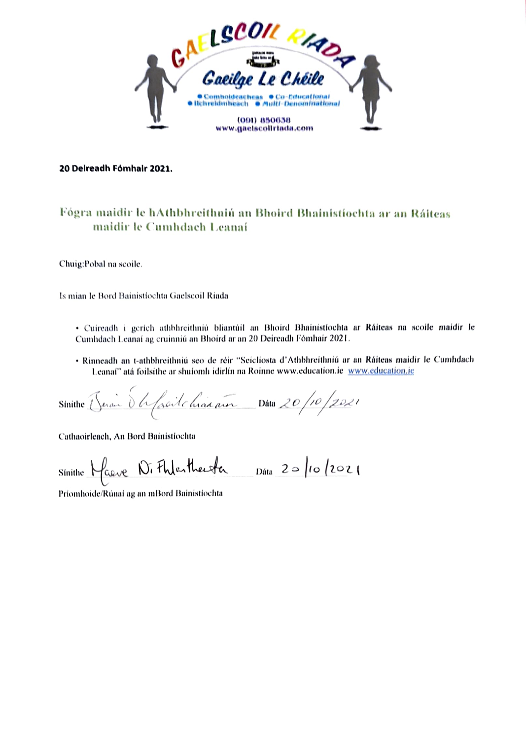GAELSCOIL RIADA

Gaeilge Le Chéile

- Comhoideachas
- Co-Educational
- Ilchreidmheach
- Multi-Denominational

(091) 850638
www.gaelscoilriada.com

**20 Deireadh Fómhair 2021.**

## Fógra maidir le hAthbhreithniú an Bhoird Bhainistíochta ar an Ráiteas maidir le Cumhdach Leanaí

Chuig:Pobal na scoile.

Is mian le Bord Bainistíochta Gaelscoil Riada

- Cuireadh i gcrích athbhreithniú bliantúil an Bhoird Bhainistíochta ar Ráiteas na scoile maidir le Cumhdach Leanaí ag cruinniú an Bhoird ar an 20 Deireadh Fómhair 2021.
- Rinneadh an t-athbhreithniú seo de réir "Seicliosta d'Athbhreithniú ar an Ráiteas maidir le Cumhdach Leanaí" atá foilsithe ar shuíomh idirlín na Roinne www.education.ie www.education.ie

Sínithe Brian Ó Maoilchiaráin Dáta 20/10/2021

Cathaoirleach, An Bord Bainistíochta

Sínithe Maeve Ní Fhlaitheartha Dáta 20/10/2021

Príomhoide/Rúnaí ag an mBord Bainistíochta